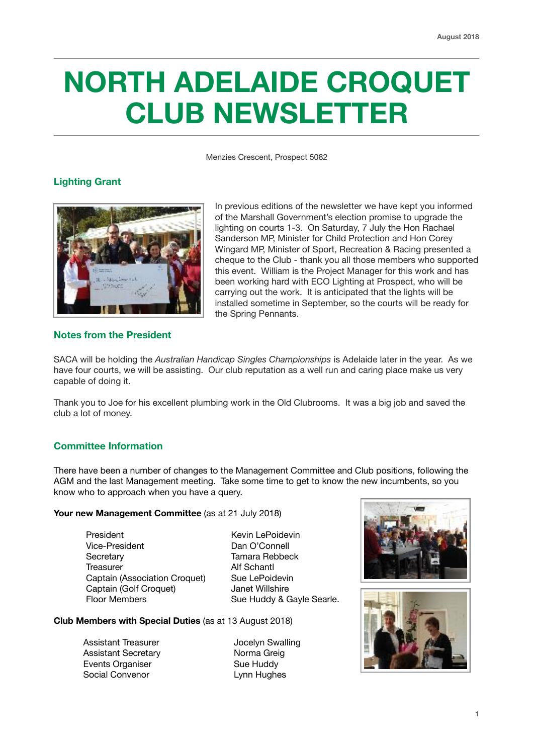# NORTH ADELAIDE CROQUET CLUB NEWSLETTER

August 2018

Menzies Crescent, Prospect 5082

## Lighting Grant

In previous editions of the newsletter we have kept you informed of the Marshall Government's election promise to upgrade the lighting on courts 1-3. On Saturday, 7 July the Hon Rachael Sanderson MP, Minister for Child Protection and Hon Corey Wingard MP, Minister of Sport, Recreation & Racing presented a cheque to the Club - thank you all those members who supported this event. William is the Project Manager for this work and has been working hard with ECO Lighting at Prospect, who will be carrying out the work. It is anticipated that the lights will be installed sometime in September, so the courts will be ready for the Spring Pennants.

## Notes from the President

SACA will be holding the *Australian Handicap Singles Championships* is Adelaide later in the year. As we have four courts, we will be assisting. Our club reputation as a well run and caring place make us very capable of doing it.

Thank you to Joe for his excellent plumbing work in the Old Clubrooms. It was a big job and saved the club a lot of money.

## Committee Information

There have been a number of changes to the Management Committee and Club positions, following the AGM and the last Management meeting. Take some time to get to know the new incumbents, so you know who to approach when you have a query.

**Your new Management Committee** (as at 21 July 2018)

| | |
|---|---|
| President | Kevin LePoidevin |
| Vice-President | Dan O'Connell |
| Secretary | Tamara Rebbeck |
| Treasurer | Alf Schantl |
| Captain (Association Croquet) | Sue LePoidevin |
| Captain (Golf Croquet) | Janet Willshire |
| Floor Members | Sue Huddy & Gayle Searle. |

**Club Members with Special Duties** (as at 13 August 2018)

| | |
|---|---|
| Assistant Treasurer | Jocelyn Swalling |
| Assistant Secretary | Norma Greig |
| Events Organiser | Sue Huddy |
| Social Convenor | Lynn Hughes |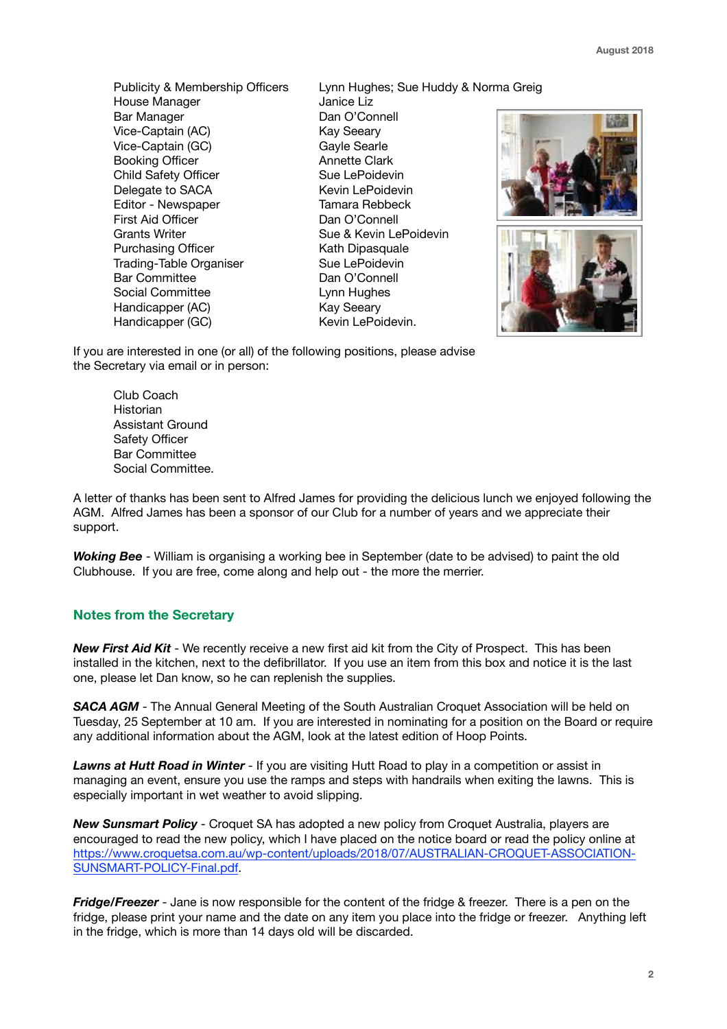| | |
|---|---|
| Publicity & Membership Officers | Lynn Hughes; Sue Huddy & Norma Greig |
| House Manager | Janice Liz |
| Bar Manager | Dan O'Connell |
| Vice-Captain (AC) | Kay Seeary |
| Vice-Captain (GC) | Gayle Searle |
| Booking Officer | Annette Clark |
| Child Safety Officer | Sue LePoidevin |
| Delegate to SACA | Kevin LePoidevin |
| Editor - Newspaper | Tamara Rebbeck |
| First Aid Officer | Dan O'Connell |
| Grants Writer | Sue & Kevin LePoidevin |
| Purchasing Officer | Kath Dipasquale |
| Trading-Table Organiser | Sue LePoidevin |
| Bar Committee | Dan O'Connell |
| Social Committee | Lynn Hughes |
| Handicapper (AC) | Kay Seeary |
| Handicapper (GC) | Kevin LePoidevin. |

If you are interested in one (or all) of the following positions, please advise the Secretary via email or in person:

Club Coach
Historian
Assistant Ground
Safety Officer
Bar Committee
Social Committee.

A letter of thanks has been sent to Alfred James for providing the delicious lunch we enjoyed following the AGM. Alfred James has been a sponsor of our Club for a number of years and we appreciate their support.

***Woking Bee*** - William is organising a working bee in September (date to be advised) to paint the old Clubhouse. If you are free, come along and help out - the more the merrier.

## Notes from the Secretary

***New First Aid Kit*** - We recently receive a new first aid kit from the City of Prospect. This has been installed in the kitchen, next to the defibrillator. If you use an item from this box and notice it is the last one, please let Dan know, so he can replenish the supplies.

***SACA AGM*** - The Annual General Meeting of the South Australian Croquet Association will be held on Tuesday, 25 September at 10 am. If you are interested in nominating for a position on the Board or require any additional information about the AGM, look at the latest edition of Hoop Points.

***Lawns at Hutt Road in Winter*** - If you are visiting Hutt Road to play in a competition or assist in managing an event, ensure you use the ramps and steps with handrails when exiting the lawns. This is especially important in wet weather to avoid slipping.

***New Sunsmart Policy*** - Croquet SA has adopted a new policy from Croquet Australia, players are encouraged to read the new policy, which I have placed on the notice board or read the policy online at https://www.croquetsa.com.au/wp-content/uploads/2018/07/AUSTRALIAN-CROQUET-ASSOCIATION-SUNSMART-POLICY-Final.pdf.

***Fridge/Freezer*** - Jane is now responsible for the content of the fridge & freezer. There is a pen on the fridge, please print your name and the date on any item you place into the fridge or freezer. Anything left in the fridge, which is more than 14 days old will be discarded.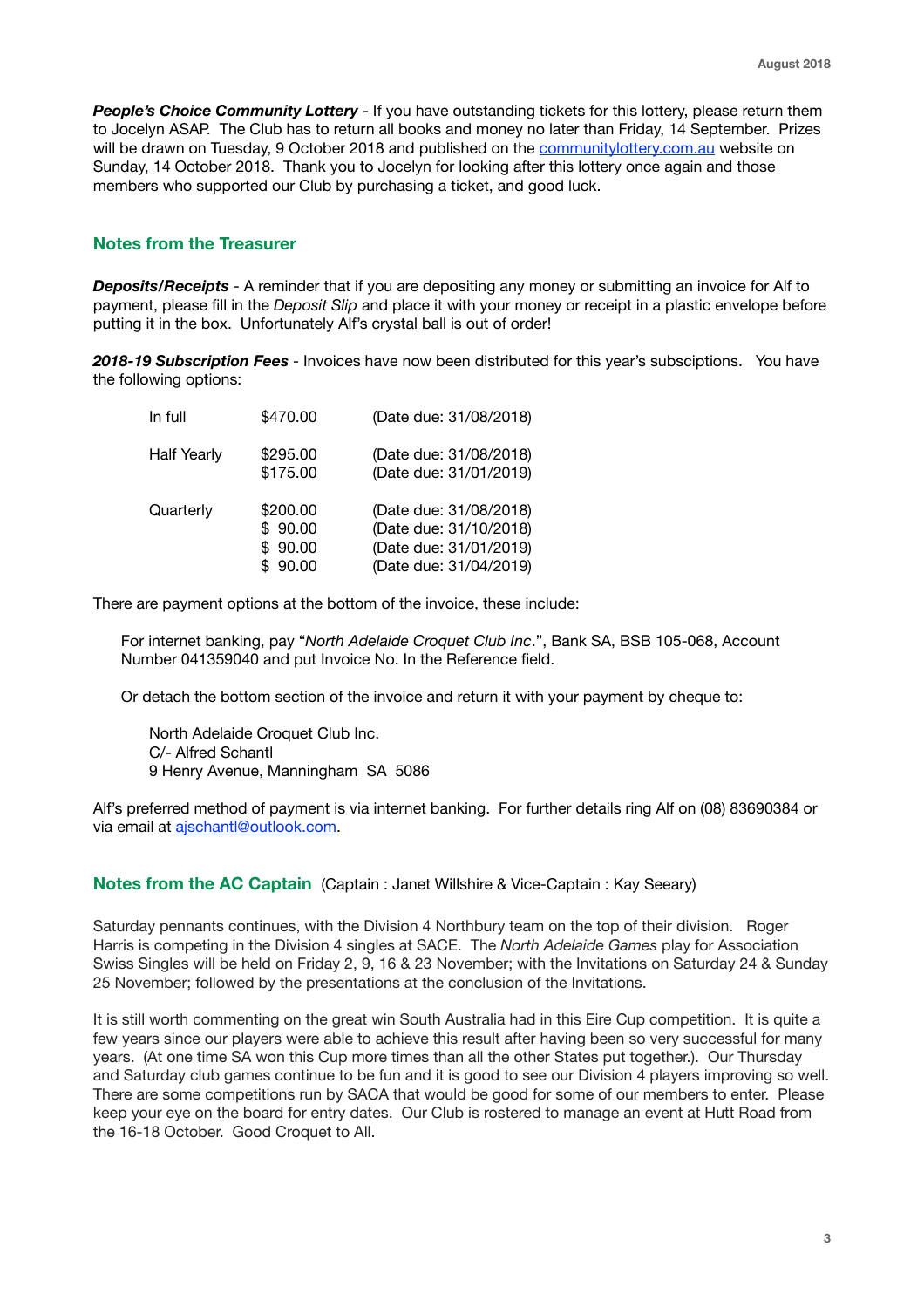***People's Choice Community Lottery*** - If you have outstanding tickets for this lottery, please return them to Jocelyn ASAP. The Club has to return all books and money no later than Friday, 14 September. Prizes will be drawn on Tuesday, 9 October 2018 and published on the communitylottery.com.au website on Sunday, 14 October 2018. Thank you to Jocelyn for looking after this lottery once again and those members who supported our Club by purchasing a ticket, and good luck.

## Notes from the Treasurer

***Deposits/Receipts*** - A reminder that if you are depositing any money or submitting an invoice for Alf to payment, please fill in the *Deposit Slip* and place it with your money or receipt in a plastic envelope before putting it in the box. Unfortunately Alf's crystal ball is out of order!

***2018-19 Subscription Fees*** - Invoices have now been distributed for this year's subsciptions. You have the following options:

| | | |
|---|---|---|
| In full | $470.00 | (Date due: 31/08/2018) |
| Half Yearly | $295.00 | (Date due: 31/08/2018) |
| | $175.00 | (Date due: 31/01/2019) |
| Quarterly | $200.00 | (Date due: 31/08/2018) |
| | $ 90.00 | (Date due: 31/10/2018) |
| | $ 90.00 | (Date due: 31/01/2019) |
| | $ 90.00 | (Date due: 31/04/2019) |

There are payment options at the bottom of the invoice, these include:

For internet banking, pay "*North Adelaide Croquet Club Inc*.", Bank SA, BSB 105-068, Account Number 041359040 and put Invoice No. In the Reference field.

Or detach the bottom section of the invoice and return it with your payment by cheque to:

North Adelaide Croquet Club Inc.
C/- Alfred Schantl
9 Henry Avenue, Manningham SA 5086

Alf's preferred method of payment is via internet banking. For further details ring Alf on (08) 83690384 or via email at ajschantl@outlook.com.

## Notes from the AC Captain (Captain : Janet Willshire & Vice-Captain : Kay Seeary)

Saturday pennants continues, with the Division 4 Northbury team on the top of their division. Roger Harris is competing in the Division 4 singles at SACE. The *North Adelaide Games* play for Association Swiss Singles will be held on Friday 2, 9, 16 & 23 November; with the Invitations on Saturday 24 & Sunday 25 November; followed by the presentations at the conclusion of the Invitations.

It is still worth commenting on the great win South Australia had in this Eire Cup competition. It is quite a few years since our players were able to achieve this result after having been so very successful for many years. (At one time SA won this Cup more times than all the other States put together.). Our Thursday and Saturday club games continue to be fun and it is good to see our Division 4 players improving so well. There are some competitions run by SACA that would be good for some of our members to enter. Please keep your eye on the board for entry dates. Our Club is rostered to manage an event at Hutt Road from the 16-18 October. Good Croquet to All.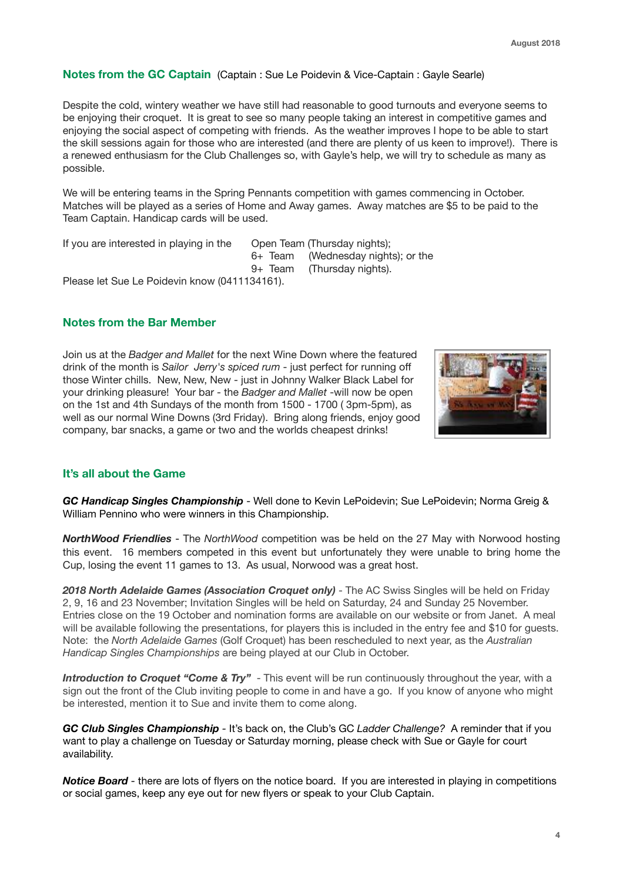## Notes from the GC Captain (Captain : Sue Le Poidevin & Vice-Captain : Gayle Searle)

Despite the cold, wintery weather we have still had reasonable to good turnouts and everyone seems to be enjoying their croquet. It is great to see so many people taking an interest in competitive games and enjoying the social aspect of competing with friends. As the weather improves I hope to be able to start the skill sessions again for those who are interested (and there are plenty of us keen to improve!). There is a renewed enthusiasm for the Club Challenges so, with Gayle's help, we will try to schedule as many as possible.

We will be entering teams in the Spring Pennants competition with games commencing in October. Matches will be played as a series of Home and Away games. Away matches are $5 to be paid to the Team Captain. Handicap cards will be used.

If you are interested in playing in the Open Team (Thursday nights);
6+ Team (Wednesday nights); or the
9+ Team (Thursday nights).
Please let Sue Le Poidevin know (0411134161).

## Notes from the Bar Member

Join us at the *Badger and Mallet* for the next Wine Down where the featured drink of the month is *Sailor Jerry's spiced rum* - just perfect for running off those Winter chills. New, New, New - just in Johnny Walker Black Label for your drinking pleasure! Your bar - the *Badger and Mallet* -will now be open on the 1st and 4th Sundays of the month from 1500 - 1700 ( 3pm-5pm), as well as our normal Wine Downs (3rd Friday). Bring along friends, enjoy good company, bar snacks, a game or two and the worlds cheapest drinks!

## It's all about the Game

***GC Handicap Singles Championship*** - Well done to Kevin LePoidevin; Sue LePoidevin; Norma Greig & William Pennino who were winners in this Championship.

***NorthWood Friendlies*** - The *NorthWood* competition was be held on the 27 May with Norwood hosting this event. 16 members competed in this event but unfortunately they were unable to bring home the Cup, losing the event 11 games to 13. As usual, Norwood was a great host.

***2018 North Adelaide Games (Association Croquet only)*** - The AC Swiss Singles will be held on Friday 2, 9, 16 and 23 November; Invitation Singles will be held on Saturday, 24 and Sunday 25 November. Entries close on the 19 October and nomination forms are available on our website or from Janet. A meal will be available following the presentations, for players this is included in the entry fee and $10 for guests. Note: the *North Adelaide Games* (Golf Croquet) has been rescheduled to next year, as the *Australian Handicap Singles Championships* are being played at our Club in October.

***Introduction to Croquet "Come & Try"*** - This event will be run continuously throughout the year, with a sign out the front of the Club inviting people to come in and have a go. If you know of anyone who might be interested, mention it to Sue and invite them to come along.

***GC Club Singles Championship*** - It's back on, the Club's GC *Ladder Challenge?* A reminder that if you want to play a challenge on Tuesday or Saturday morning, please check with Sue or Gayle for court availability.

***Notice Board*** - there are lots of flyers on the notice board. If you are interested in playing in competitions or social games, keep any eye out for new flyers or speak to your Club Captain.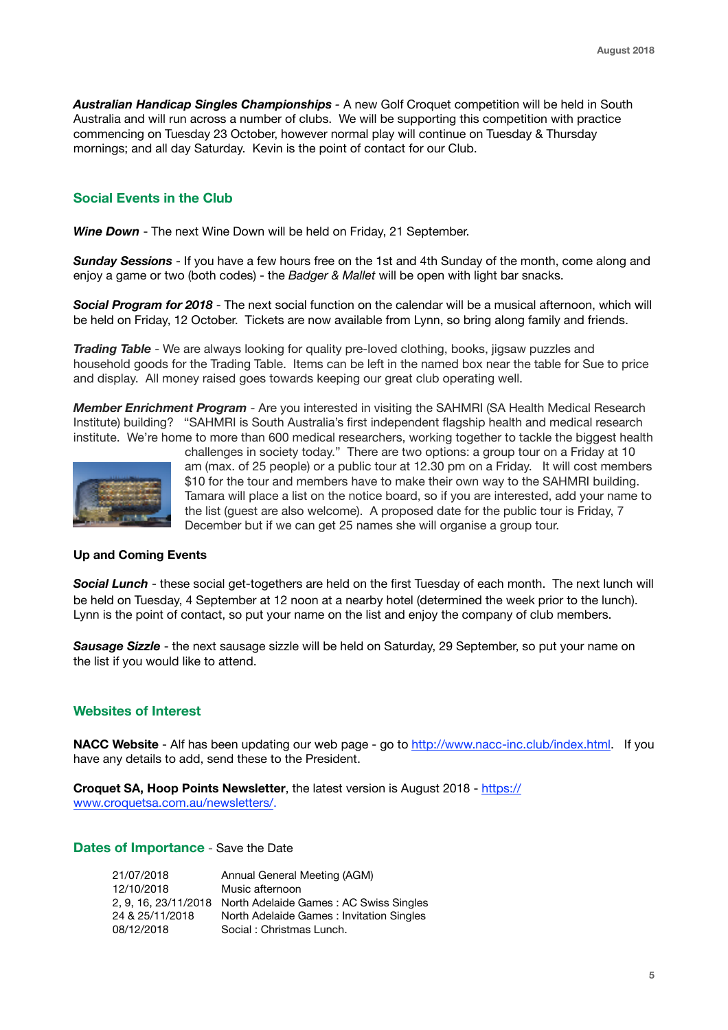***Australian Handicap Singles Championships*** - A new Golf Croquet competition will be held in South Australia and will run across a number of clubs. We will be supporting this competition with practice commencing on Tuesday 23 October, however normal play will continue on Tuesday & Thursday mornings; and all day Saturday. Kevin is the point of contact for our Club.

## Social Events in the Club

***Wine Down*** - The next Wine Down will be held on Friday, 21 September.

***Sunday Sessions*** - If you have a few hours free on the 1st and 4th Sunday of the month, come along and enjoy a game or two (both codes) - the *Badger & Mallet* will be open with light bar snacks.

***Social Program for 2018*** - The next social function on the calendar will be a musical afternoon, which will be held on Friday, 12 October. Tickets are now available from Lynn, so bring along family and friends.

***Trading Table*** - We are always looking for quality pre-loved clothing, books, jigsaw puzzles and household goods for the Trading Table. Items can be left in the named box near the table for Sue to price and display. All money raised goes towards keeping our great club operating well.

***Member Enrichment Program*** - Are you interested in visiting the SAHMRI (SA Health Medical Research Institute) building? "SAHMRI is South Australia's first independent flagship health and medical research institute. We're home to more than 600 medical researchers, working together to tackle the biggest health challenges in society today." There are two options: a group tour on a Friday at 10 am (max. of 25 people) or a public tour at 12.30 pm on a Friday. It will cost members $10 for the tour and members have to make their own way to the SAHMRI building. Tamara will place a list on the notice board, so if you are interested, add your name to the list (guest are also welcome). A proposed date for the public tour is Friday, 7 December but if we can get 25 names she will organise a group tour.

### Up and Coming Events

***Social Lunch*** - these social get-togethers are held on the first Tuesday of each month. The next lunch will be held on Tuesday, 4 September at 12 noon at a nearby hotel (determined the week prior to the lunch). Lynn is the point of contact, so put your name on the list and enjoy the company of club members.

***Sausage Sizzle*** - the next sausage sizzle will be held on Saturday, 29 September, so put your name on the list if you would like to attend.

## Websites of Interest

**NACC Website** - Alf has been updating our web page - go to http://www.nacc-inc.club/index.html. If you have any details to add, send these to the President.

**Croquet SA, Hoop Points Newsletter**, the latest version is August 2018 - https://www.croquetsa.com.au/newsletters/.

## Dates of Importance - Save the Date

| | |
|---|---|
| 21/07/2018 | Annual General Meeting (AGM) |
| 12/10/2018 | Music afternoon |
| 2, 9, 16, 23/11/2018 | North Adelaide Games : AC Swiss Singles |
| 24 & 25/11/2018 | North Adelaide Games : Invitation Singles |
| 08/12/2018 | Social : Christmas Lunch. |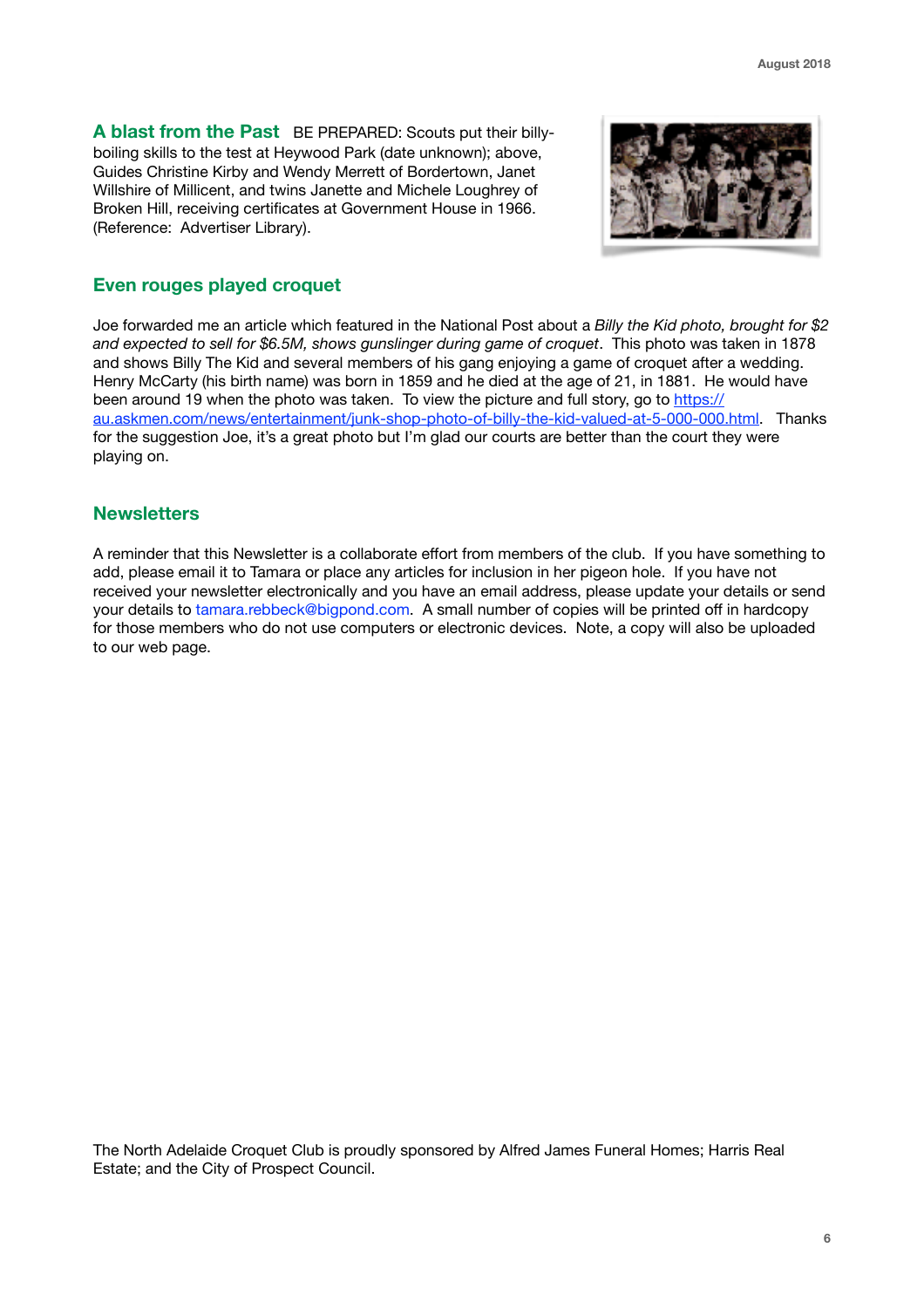**A blast from the Past** BE PREPARED: Scouts put their billy-boiling skills to the test at Heywood Park (date unknown); above, Guides Christine Kirby and Wendy Merrett of Bordertown, Janet Willshire of Millicent, and twins Janette and Michele Loughrey of Broken Hill, receiving certificates at Government House in 1966. (Reference: Advertiser Library).

## Even rouges played croquet

Joe forwarded me an article which featured in the National Post about a *Billy the Kid photo, brought for $2 and expected to sell for $6.5M, shows gunslinger during game of croquet*. This photo was taken in 1878 and shows Billy The Kid and several members of his gang enjoying a game of croquet after a wedding. Henry McCarty (his birth name) was born in 1859 and he died at the age of 21, in 1881. He would have been around 19 when the photo was taken. To view the picture and full story, go to https://au.askmen.com/news/entertainment/junk-shop-photo-of-billy-the-kid-valued-at-5-000-000.html. Thanks for the suggestion Joe, it's a great photo but I'm glad our courts are better than the court they were playing on.

## Newsletters

A reminder that this Newsletter is a collaborate effort from members of the club. If you have something to add, please email it to Tamara or place any articles for inclusion in her pigeon hole. If you have not received your newsletter electronically and you have an email address, please update your details or send your details to tamara.rebbeck@bigpond.com. A small number of copies will be printed off in hardcopy for those members who do not use computers or electronic devices. Note, a copy will also be uploaded to our web page.

The North Adelaide Croquet Club is proudly sponsored by Alfred James Funeral Homes; Harris Real Estate; and the City of Prospect Council.